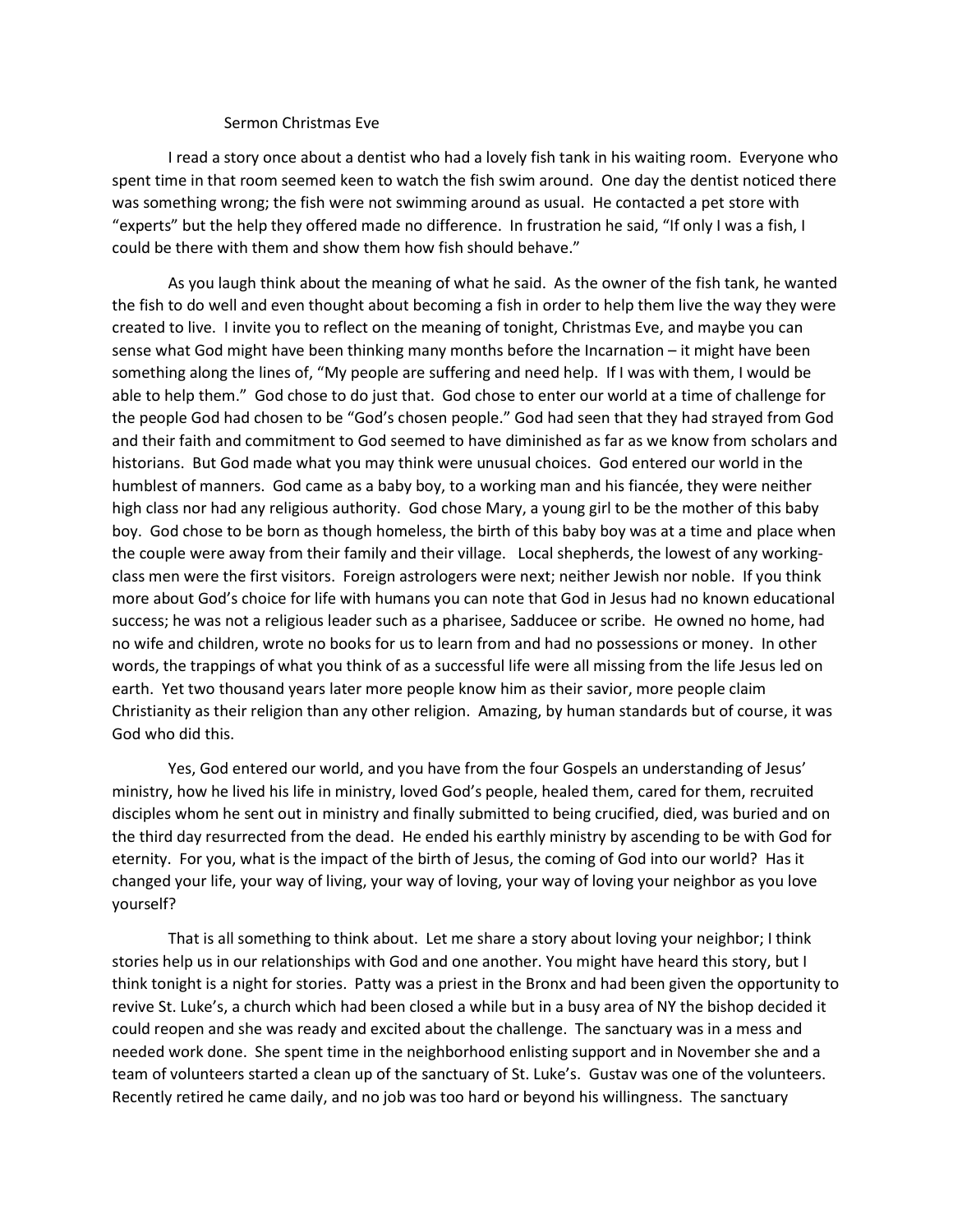# Sermon Christmas Eve

I read a story once about a dentist who had a lovely fish tank in his waiting room. Everyone who spent time in that room seemed keen to watch the fish swim around. One day the dentist noticed there was something wrong; the fish were not swimming around as usual. He contacted a pet store with "experts" but the help they offered made no difference. In frustration he said, "If only I was a fish, I could be there with them and show them how fish should behave."

As you laugh think about the meaning of what he said. As the owner of the fish tank, he wanted the fish to do well and even thought about becoming a fish in order to help them live the way they were created to live. I invite you to reflect on the meaning of tonight, Christmas Eve, and maybe you can sense what God might have been thinking many months before the Incarnation – it might have been something along the lines of, "My people are suffering and need help. If I was with them, I would be able to help them." God chose to do just that. God chose to enter our world at a time of challenge for the people God had chosen to be "God's chosen people." God had seen that they had strayed from God and their faith and commitment to God seemed to have diminished as far as we know from scholars and historians. But God made what you may think were unusual choices. God entered our world in the humblest of manners. God came as a baby boy, to a working man and his fiancée, they were neither high class nor had any religious authority. God chose Mary, a young girl to be the mother of this baby boy. God chose to be born as though homeless, the birth of this baby boy was at a time and place when the couple were away from their family and their village. Local shepherds, the lowest of any working-class men were the first visitors. Foreign astrologers were next; neither Jewish nor noble. If you think more about God's choice for life with humans you can note that God in Jesus had no known educational success; he was not a religious leader such as a pharisee, Sadducee or scribe. He owned no home, had no wife and children, wrote no books for us to learn from and had no possessions or money. In other words, the trappings of what you think of as a successful life were all missing from the life Jesus led on earth. Yet two thousand years later more people know him as their savior, more people claim Christianity as their religion than any other religion. Amazing, by human standards but of course, it was God who did this.

Yes, God entered our world, and you have from the four Gospels an understanding of Jesus' ministry, how he lived his life in ministry, loved God's people, healed them, cared for them, recruited disciples whom he sent out in ministry and finally submitted to being crucified, died, was buried and on the third day resurrected from the dead. He ended his earthly ministry by ascending to be with God for eternity. For you, what is the impact of the birth of Jesus, the coming of God into our world? Has it changed your life, your way of living, your way of loving, your way of loving your neighbor as you love yourself?

That is all something to think about. Let me share a story about loving your neighbor; I think stories help us in our relationships with God and one another. You might have heard this story, but I think tonight is a night for stories. Patty was a priest in the Bronx and had been given the opportunity to revive St. Luke's, a church which had been closed a while but in a busy area of NY the bishop decided it could reopen and she was ready and excited about the challenge. The sanctuary was in a mess and needed work done. She spent time in the neighborhood enlisting support and in November she and a team of volunteers started a clean up of the sanctuary of St. Luke's. Gustav was one of the volunteers. Recently retired he came daily, and no job was too hard or beyond his willingness. The sanctuary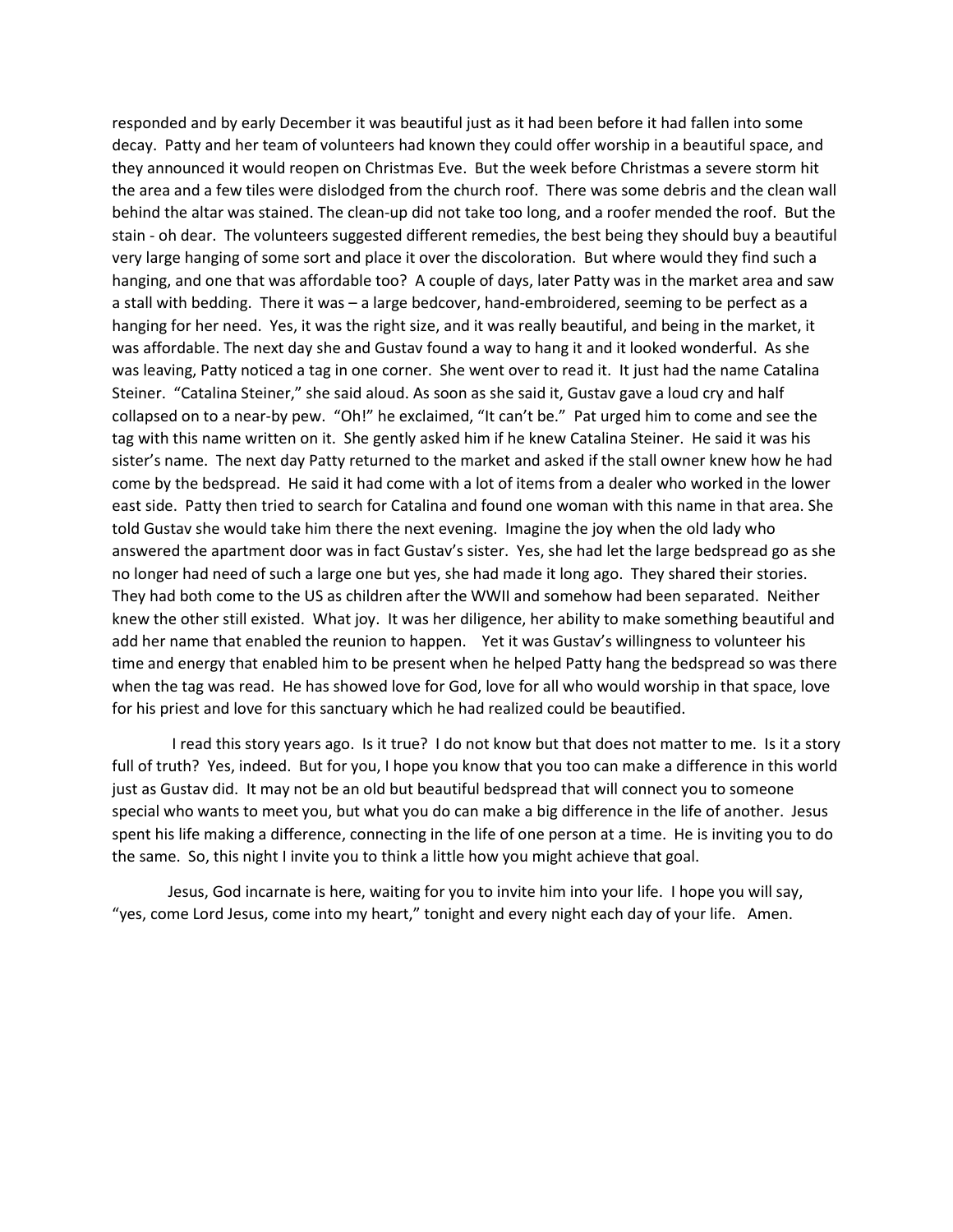responded and by early December it was beautiful just as it had been before it had fallen into some decay. Patty and her team of volunteers had known they could offer worship in a beautiful space, and they announced it would reopen on Christmas Eve. But the week before Christmas a severe storm hit the area and a few tiles were dislodged from the church roof. There was some debris and the clean wall behind the altar was stained. The clean-up did not take too long, and a roofer mended the roof. But the stain - oh dear. The volunteers suggested different remedies, the best being they should buy a beautiful very large hanging of some sort and place it over the discoloration. But where would they find such a hanging, and one that was affordable too? A couple of days, later Patty was in the market area and saw a stall with bedding. There it was – a large bedcover, hand-embroidered, seeming to be perfect as a hanging for her need. Yes, it was the right size, and it was really beautiful, and being in the market, it was affordable. The next day she and Gustav found a way to hang it and it looked wonderful. As she was leaving, Patty noticed a tag in one corner. She went over to read it. It just had the name Catalina Steiner. "Catalina Steiner," she said aloud. As soon as she said it, Gustav gave a loud cry and half collapsed on to a near-by pew. "Oh!" he exclaimed, "It can't be." Pat urged him to come and see the tag with this name written on it. She gently asked him if he knew Catalina Steiner. He said it was his sister's name. The next day Patty returned to the market and asked if the stall owner knew how he had come by the bedspread. He said it had come with a lot of items from a dealer who worked in the lower east side. Patty then tried to search for Catalina and found one woman with this name in that area. She told Gustav she would take him there the next evening. Imagine the joy when the old lady who answered the apartment door was in fact Gustav's sister. Yes, she had let the large bedspread go as she no longer had need of such a large one but yes, she had made it long ago. They shared their stories. They had both come to the US as children after the WWII and somehow had been separated. Neither knew the other still existed. What joy. It was her diligence, her ability to make something beautiful and add her name that enabled the reunion to happen. Yet it was Gustav's willingness to volunteer his time and energy that enabled him to be present when he helped Patty hang the bedspread so was there when the tag was read. He has showed love for God, love for all who would worship in that space, love for his priest and love for this sanctuary which he had realized could be beautified.

I read this story years ago. Is it true? I do not know but that does not matter to me. Is it a story full of truth? Yes, indeed. But for you, I hope you know that you too can make a difference in this world just as Gustav did. It may not be an old but beautiful bedspread that will connect you to someone special who wants to meet you, but what you do can make a big difference in the life of another. Jesus spent his life making a difference, connecting in the life of one person at a time. He is inviting you to do the same. So, this night I invite you to think a little how you might achieve that goal.

Jesus, God incarnate is here, waiting for you to invite him into your life. I hope you will say, "yes, come Lord Jesus, come into my heart," tonight and every night each day of your life. Amen.